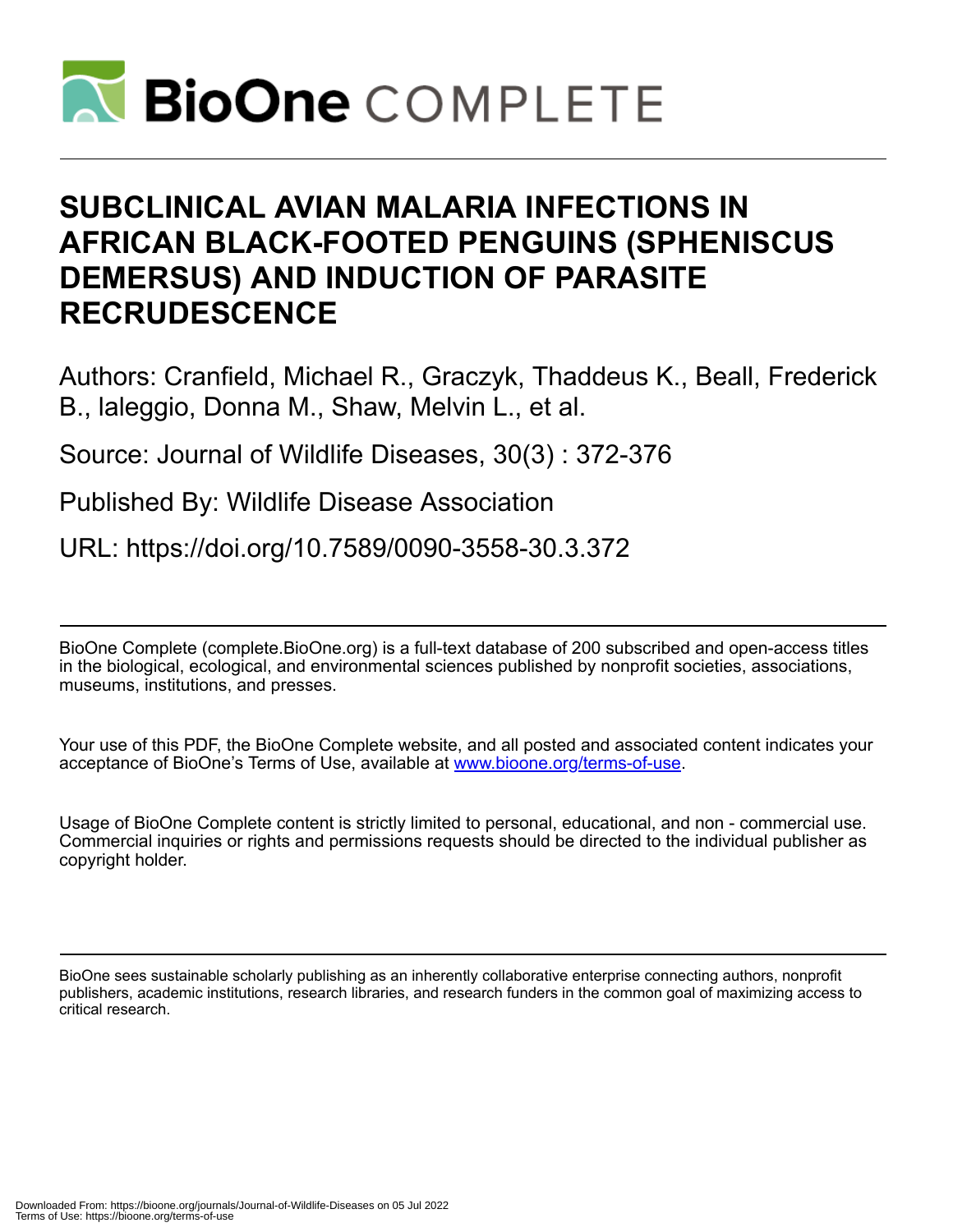# SUBCLINICAL AVIAN MALARIA INFECTIONS IN AFRICAN BLACK-FOOTED PENGUINS (SPHENISCUS DEMERSUS) AND INDUCTION OF PARASITE RECRUDESCENCE

Authors: Cranfield, Michael R., Graczyk, Thaddeus K., Beall, Frederick B., Ialeggio, Donna M., Shaw, Melvin L., et al.

Source: Journal of Wildlife Diseases, 30(3) : 372-376

Published By: Wildlife Disease Association

URL: https://doi.org/10.7589/0090-3558-30.3.372

BioOne Complete (complete.BioOne.org) is a full-text database of 200 subscribed and open-access titles in the biological, ecological, and environmental sciences published by nonprofit societies, associations, museums, institutions, and presses.

Your use of this PDF, the BioOne Complete website, and all posted and associated content indicates your acceptance of BioOne's Terms of Use, available at www.bioone.org/terms-of-use.

Usage of BioOne Complete content is strictly limited to personal, educational, and non - commercial use. Commercial inquiries or rights and permissions requests should be directed to the individual publisher as copyright holder.

BioOne sees sustainable scholarly publishing as an inherently collaborative enterprise connecting authors, nonprofit publishers, academic institutions, research libraries, and research funders in the common goal of maximizing access to critical research.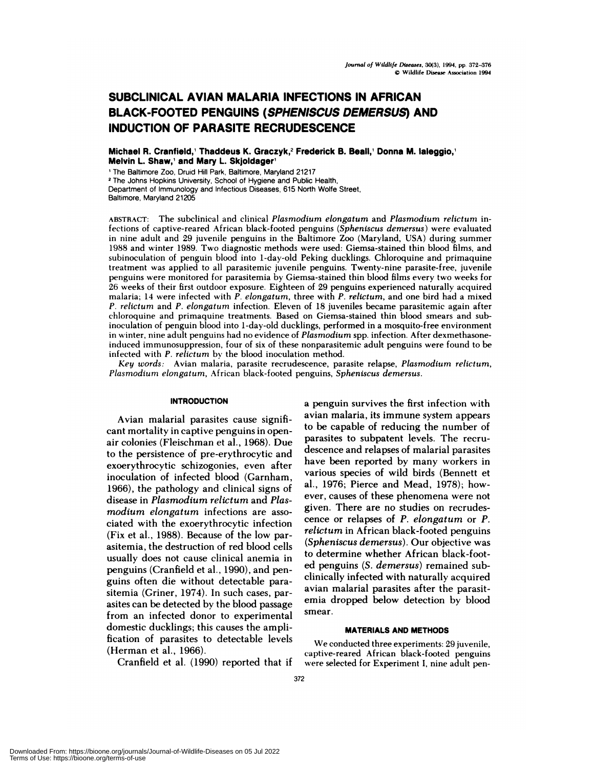# SUBCLINICAL AVIAN MALARIA INFECTIONS IN AFRICAN BLACK-FOOTED PENGUINS (*SPHENISCUS DEMERSUS*) AND INDUCTION OF PARASITE RECRUDESCENCE

**Michael R. Cranfield,[1] Thaddeus K. Graczyk,[2] Frederick B. Beall,[1] Donna M. Ialeggio,[1] Melvin L. Shaw,[1] and Mary L. Skjoldager[1]**

[1] The Baltimore Zoo, Druid Hill Park, Baltimore, Maryland 21217
[2] The Johns Hopkins University, School of Hygiene and Public Health, Department of Immunology and Infectious Diseases, 615 North Wolfe Street, Baltimore, Maryland 21205

ABSTRACT: The subclinical and clinical *Plasmodium elongatum* and *Plasmodium relictum* infections of captive-reared African black-footed penguins (*Spheniscus demersus*) were evaluated in nine adult and 29 juvenile penguins in the Baltimore Zoo (Maryland, USA) during summer 1988 and winter 1989. Two diagnostic methods were used: Giemsa-stained thin blood films, and subinoculation of penguin blood into 1-day-old Peking ducklings. Chloroquine and primaquine treatment was applied to all parasitemic juvenile penguins. Twenty-nine parasite-free, juvenile penguins were monitored for parasitemia by Giemsa-stained thin blood films every two weeks for 26 weeks of their first outdoor exposure. Eighteen of 29 penguins experienced naturally acquired malaria; 14 were infected with *P. elongatum*, three with *P. relictum*, and one bird had a mixed *P. relictum* and *P. elongatum* infection. Eleven of 18 juveniles became parasitemic again after chloroquine and primaquine treatments. Based on Giemsa-stained thin blood smears and subinoculation of penguin blood into 1-day-old ducklings, performed in a mosquito-free environment in winter, nine adult penguins had no evidence of *Plasmodium* spp. infection. After dexmethasone-induced immunosuppression, four of six of these nonparasitemic adult penguins were found to be infected with *P. relictum* by the blood inoculation method.

*Key words:* Avian malaria, parasite recrudescence, parasite relapse, *Plasmodium relictum*, *Plasmodium elongatum*, African black-footed penguins, *Spheniscus demersus*.

## INTRODUCTION

Avian malarial parasites cause significant mortality in captive penguins in open-air colonies (Fleischman et al., 1968). Due to the persistence of pre-erythrocytic and exoerythrocytic schizogonies, even after inoculation of infected blood (Garnham, 1966), the pathology and clinical signs of disease in *Plasmodium relictum* and *Plasmodium elongatum* infections are associated with the exoerythrocytic infection (Fix et al., 1988). Because of the low parasitemia, the destruction of red blood cells usually does not cause clinical anemia in penguins (Cranfield et al., 1990), and penguins often die without detectable parasitemia (Griner, 1974). In such cases, parasites can be detected by the blood passage from an infected donor to experimental domestic ducklings; this causes the amplification of parasites to detectable levels (Herman et al., 1966).

Cranfield et al. (1990) reported that if a penguin survives the first infection with avian malaria, its immune system appears to be capable of reducing the number of parasites to subpatent levels. The recrudescence and relapses of malarial parasites have been reported by many workers in various species of wild birds (Bennett et al., 1976; Pierce and Mead, 1978); however, causes of these phenomena were not given. There are no studies on recrudescence or relapses of *P. elongatum* or *P. relictum* in African black-footed penguins (*Spheniscus demersus*). Our objective was to determine whether African black-footed penguins (*S. demersus*) remained subclinically infected with naturally acquired avian malarial parasites after the parasitemia dropped below detection by blood smear.

## MATERIALS AND METHODS

We conducted three experiments: 29 juvenile, captive-reared African black-footed penguins were selected for Experiment I, nine adult pen-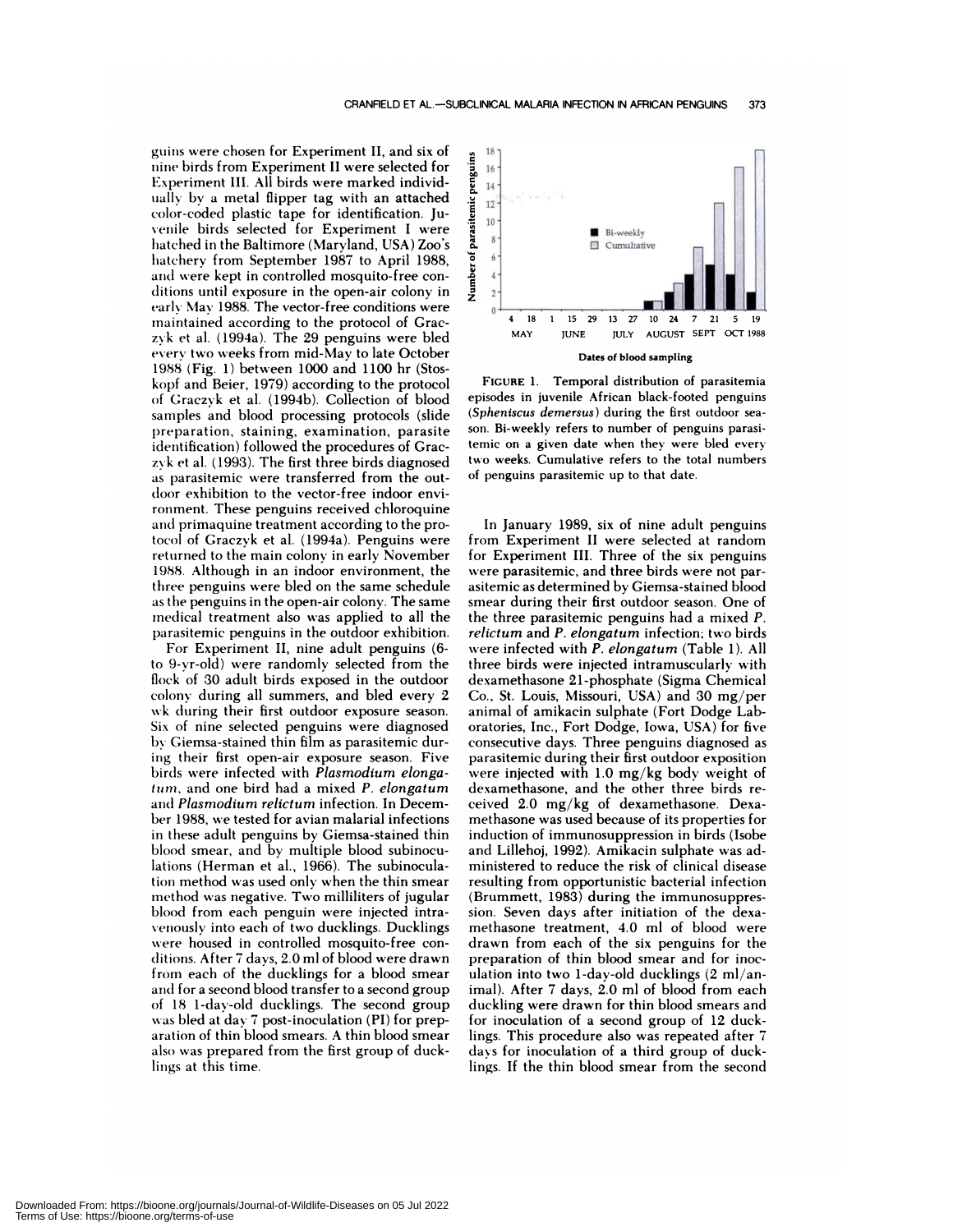guins were chosen for Experiment II, and six of nine birds from Experiment II were selected for Experiment III. All birds were marked individually by a metal flipper tag with an attached color-coded plastic tape for identification. Juvenile birds selected for Experiment I were hatched in the Baltimore (Maryland, USA) Zoo's hatchery from September 1987 to April 1988, and were kept in controlled mosquito-free conditions until exposure in the open-air colony in early May 1988. The vector-free conditions were maintained according to the protocol of Graczyk et al. (1994a). The 29 penguins were bled every two weeks from mid-May to late October 1988 (Fig. 1) between 1000 and 1100 hr (Stoskopf and Beier, 1979) according to the protocol of Graczyk et al. (1994b). Collection of blood samples and blood processing protocols (slide preparation, staining, examination, parasite identification) followed the procedures of Graczyk et al. (1993). The first three birds diagnosed as parasitemic were transferred from the outdoor exhibition to the vector-free indoor environment. These penguins received chloroquine and primaquine treatment according to the protocol of Graczyk et al. (1994a). Penguins were returned to the main colony in early November 1988. Although in an indoor environment, the three penguins were bled on the same schedule as the penguins in the open-air colony. The same medical treatment also was applied to all the parasitemic penguins in the outdoor exhibition.

For Experiment II, nine adult penguins (6- to 9-yr-old) were randomly selected from the flock of 30 adult birds exposed in the outdoor colony during all summers, and bled every 2 wk during their first outdoor exposure season. Six of nine selected penguins were diagnosed by Giemsa-stained thin film as parasitemic during their first open-air exposure season. Five birds were infected with *Plasmodium elongatum*, and one bird had a mixed *P. elongatum* and *Plasmodium relictum* infection. In December 1988, we tested for avian malarial infections in these adult penguins by Giemsa-stained thin blood smear, and by multiple blood subinoculations (Herman et al., 1966). The subinoculation method was used only when the thin smear method was negative. Two milliliters of jugular blood from each penguin were injected intravenously into each of two ducklings. Ducklings were housed in controlled mosquito-free conditions. After 7 days, 2.0 ml of blood were drawn from each of the ducklings for a blood smear and for a second blood transfer to a second group of 18 1-day-old ducklings. The second group was bled at day 7 post-inoculation (PI) for preparation of thin blood smears. A thin blood smear also was prepared from the first group of ducklings at this time.

FIGURE 1. Temporal distribution of parasitemia episodes in juvenile African black-footed penguins (*Spheniscus demersus*) during the first outdoor season. Bi-weekly refers to number of penguins parasitemic on a given date when they were bled every two weeks. Cumulative refers to the total numbers of penguins parasitemic up to that date.

In January 1989, six of nine adult penguins from Experiment II were selected at random for Experiment III. Three of the six penguins were parasitemic, and three birds were not parasitemic as determined by Giemsa-stained blood smear during their first outdoor season. One of the three parasitemic penguins had a mixed *P. relictum* and *P. elongatum* infection; two birds were infected with *P. elongatum* (Table 1). All three birds were injected intramuscularly with dexamethasone 21-phosphate (Sigma Chemical Co., St. Louis, Missouri, USA) and 30 mg/per animal of amikacin sulphate (Fort Dodge Laboratories, Inc., Fort Dodge, Iowa, USA) for five consecutive days. Three penguins diagnosed as parasitemic during their first outdoor exposition were injected with 1.0 mg/kg body weight of dexamethasone, and the other three birds received 2.0 mg/kg of dexamethasone. Dexamethasone was used because of its properties for induction of immunosuppression in birds (Isobe and Lillehoj, 1992). Amikacin sulphate was administered to reduce the risk of clinical disease resulting from opportunistic bacterial infection (Brummett, 1983) during the immunosuppression. Seven days after initiation of the dexamethasone treatment, 4.0 ml of blood were drawn from each of the six penguins for the preparation of thin blood smear and for inoculation into two 1-day-old ducklings (2 ml/animal). After 7 days, 2.0 ml of blood from each duckling were drawn for thin blood smears and for inoculation of a second group of 12 ducklings. This procedure also was repeated after 7 days for inoculation of a third group of ducklings. If the thin blood smear from the second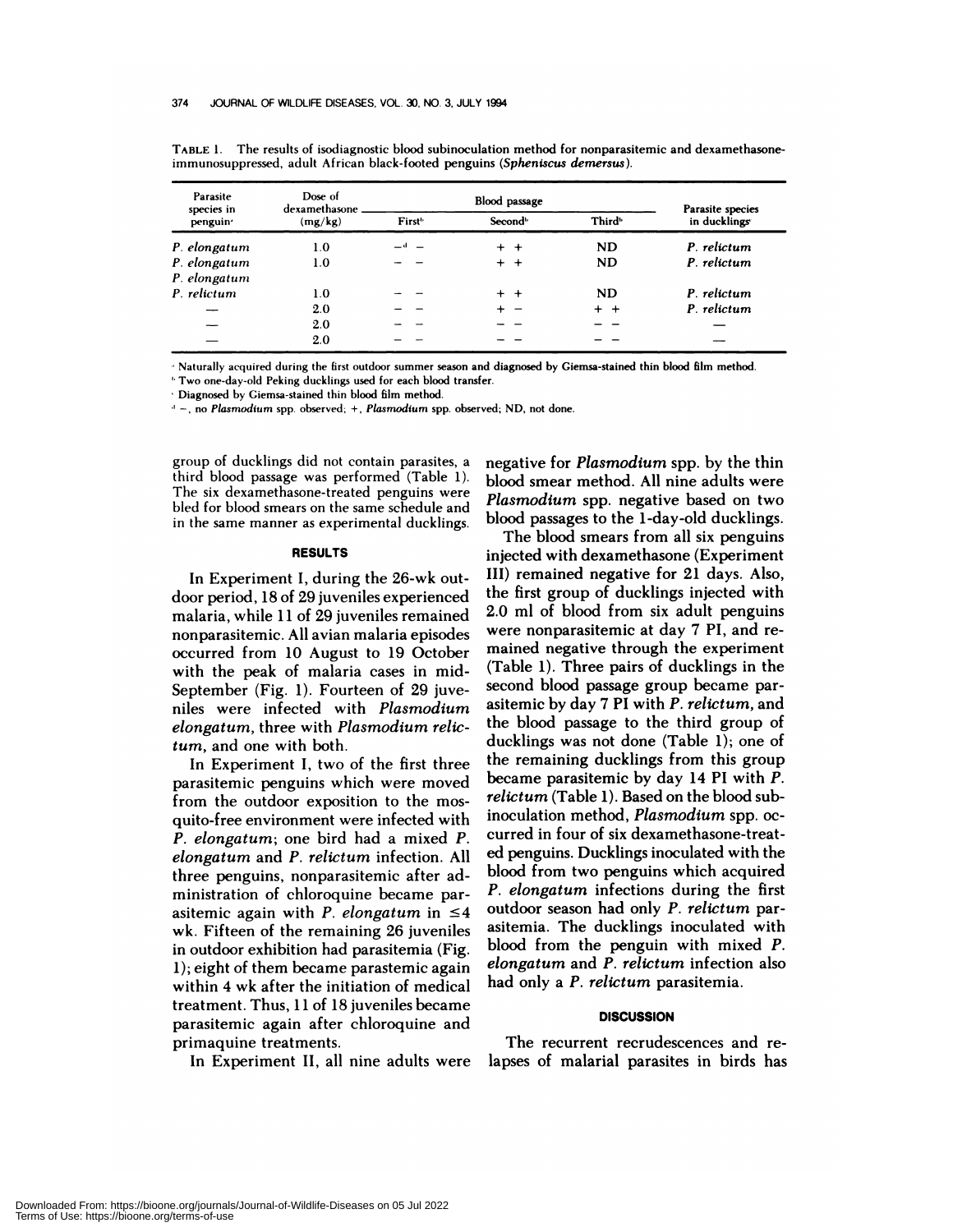TABLE 1. The results of isodiagnostic blood subinoculation method for nonparasitemic and dexamethasone-immunosuppressed, adult African black-footed penguins (*Spheniscus demersus*).

| Parasite species in penguin[a] | Dose of dexamethasone (mg/kg) | Blood passage | | | Parasite species in ducklings[c] |
|---|---|---|---|---|---|
| | | First[b] | Second[b] | Third[b] | |
| *P. elongatum* | 1.0 | –[d] – | + + | ND | *P. relictum* |
| *P. elongatum* | 1.0 | – – | + + | ND | *P. relictum* |
| *P. elongatum* *P. relictum* | 1.0 | – – | + + | ND | *P. relictum* |
| — | 2.0 | – – | + – | + + | *P. relictum* |
| — | 2.0 | – – | – – | – – | — |
| — | 2.0 | – – | – – | – – | — |

[a] Naturally acquired during the first outdoor summer season and diagnosed by Giemsa-stained thin blood film method.

[b] Two one-day-old Peking ducklings used for each blood transfer.

[c] Diagnosed by Giemsa-stained thin blood film method.

[d] –, no *Plasmodium* spp. observed; +, *Plasmodium* spp. observed; ND, not done.

group of ducklings did not contain parasites, a third blood passage was performed (Table 1). The six dexamethasone-treated penguins were bled for blood smears on the same schedule and in the same manner as experimental ducklings.

## RESULTS

In Experiment I, during the 26-wk outdoor period, 18 of 29 juveniles experienced malaria, while 11 of 29 juveniles remained nonparasitemic. All avian malaria episodes occurred from 10 August to 19 October with the peak of malaria cases in mid-September (Fig. 1). Fourteen of 29 juveniles were infected with *Plasmodium elongatum*, three with *Plasmodium relictum*, and one with both.

In Experiment I, two of the first three parasitemic penguins which were moved from the outdoor exposition to the mosquito-free environment were infected with *P. elongatum*; one bird had a mixed *P. elongatum* and *P. relictum* infection. All three penguins, nonparasitemic after administration of chloroquine became parasitemic again with *P. elongatum* in ≤4 wk. Fifteen of the remaining 26 juveniles in outdoor exhibition had parasitemia (Fig. 1); eight of them became parastemic again within 4 wk after the initiation of medical treatment. Thus, 11 of 18 juveniles became parasitemic again after chloroquine and primaquine treatments.

In Experiment II, all nine adults were negative for *Plasmodium* spp. by the thin blood smear method. All nine adults were *Plasmodium* spp. negative based on two blood passages to the 1-day-old ducklings.

The blood smears from all six penguins injected with dexamethasone (Experiment III) remained negative for 21 days. Also, the first group of ducklings injected with 2.0 ml of blood from six adult penguins were nonparasitemic at day 7 PI, and remained negative through the experiment (Table 1). Three pairs of ducklings in the second blood passage group became parasitemic by day 7 PI with *P. relictum*, and the blood passage to the third group of ducklings was not done (Table 1); one of the remaining ducklings from this group became parasitemic by day 14 PI with *P. relictum* (Table 1). Based on the blood subinoculation method, *Plasmodium* spp. occurred in four of six dexamethasone-treated penguins. Ducklings inoculated with the blood from two penguins which acquired *P. elongatum* infections during the first outdoor season had only *P. relictum* parasitemia. The ducklings inoculated with blood from the penguin with mixed *P. elongatum* and *P. relictum* infection also had only a *P. relictum* parasitemia.

## DISCUSSION

The recurrent recrudescences and relapses of malarial parasites in birds has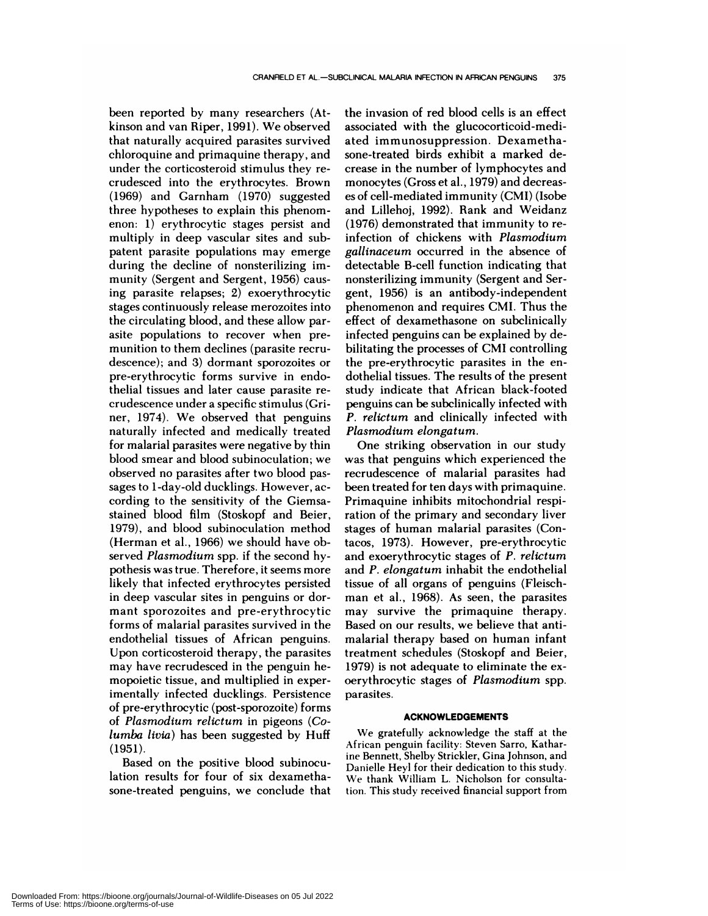been reported by many researchers (Atkinson and van Riper, 1991). We observed that naturally acquired parasites survived chloroquine and primaquine therapy, and under the corticosteroid stimulus they recrudesced into the erythrocytes. Brown (1969) and Garnham (1970) suggested three hypotheses to explain this phenomenon: 1) erythrocytic stages persist and multiply in deep vascular sites and subpatent parasite populations may emerge during the decline of nonsterilizing immunity (Sergent and Sergent, 1956) causing parasite relapses; 2) exoerythrocytic stages continuously release merozoites into the circulating blood, and these allow parasite populations to recover when premunition to them declines (parasite recrudescence); and 3) dormant sporozoites or pre-erythrocytic forms survive in endothelial tissues and later cause parasite recrudescence under a specific stimulus (Griner, 1974). We observed that penguins naturally infected and medically treated for malarial parasites were negative by thin blood smear and blood subinoculation; we observed no parasites after two blood passages to 1-day-old ducklings. However, according to the sensitivity of the Giemsa-stained blood film (Stoskopf and Beier, 1979), and blood subinoculation method (Herman et al., 1966) we should have observed *Plasmodium* spp. if the second hypothesis was true. Therefore, it seems more likely that infected erythrocytes persisted in deep vascular sites in penguins or dormant sporozoites and pre-erythrocytic forms of malarial parasites survived in the endothelial tissues of African penguins. Upon corticosteroid therapy, the parasites may have recrudesced in the penguin hemopoietic tissue, and multiplied in experimentally infected ducklings. Persistence of pre-erythrocytic (post-sporozoite) forms of *Plasmodium relictum* in pigeons (*Columba livia*) has been suggested by Huff (1951).

Based on the positive blood subinoculation results for four of six dexamethasone-treated penguins, we conclude that the invasion of red blood cells is an effect associated with the glucocorticoid-mediated immunosuppression. Dexamethasone-treated birds exhibit a marked decrease in the number of lymphocytes and monocytes (Gross et al., 1979) and decreases of cell-mediated immunity (CMI) (Isobe and Lillehoj, 1992). Rank and Weidanz (1976) demonstrated that immunity to reinfection of chickens with *Plasmodium gallinaceum* occurred in the absence of detectable B-cell function indicating that nonsterilizing immunity (Sergent and Sergent, 1956) is an antibody-independent phenomenon and requires CMI. Thus the effect of dexamethasone on subclinically infected penguins can be explained by debilitating the processes of CMI controlling the pre-erythrocytic parasites in the endothelial tissues. The results of the present study indicate that African black-footed penguins can be subclinically infected with *P. relictum* and clinically infected with *Plasmodium elongatum*.

One striking observation in our study was that penguins which experienced the recrudescence of malarial parasites had been treated for ten days with primaquine. Primaquine inhibits mitochondrial respiration of the primary and secondary liver stages of human malarial parasites (Contacos, 1973). However, pre-erythrocytic and exoerythrocytic stages of *P. relictum* and *P. elongatum* inhabit the endothelial tissue of all organs of penguins (Fleischman et al., 1968). As seen, the parasites may survive the primaquine therapy. Based on our results, we believe that antimalarial therapy based on human infant treatment schedules (Stoskopf and Beier, 1979) is not adequate to eliminate the exoerythrocytic stages of *Plasmodium* spp. parasites.

## ACKNOWLEDGEMENTS

We gratefully acknowledge the staff at the African penguin facility: Steven Sarro, Katharine Bennett, Shelby Strickler, Gina Johnson, and Danielle Heyl for their dedication to this study. We thank William L. Nicholson for consultation. This study received financial support from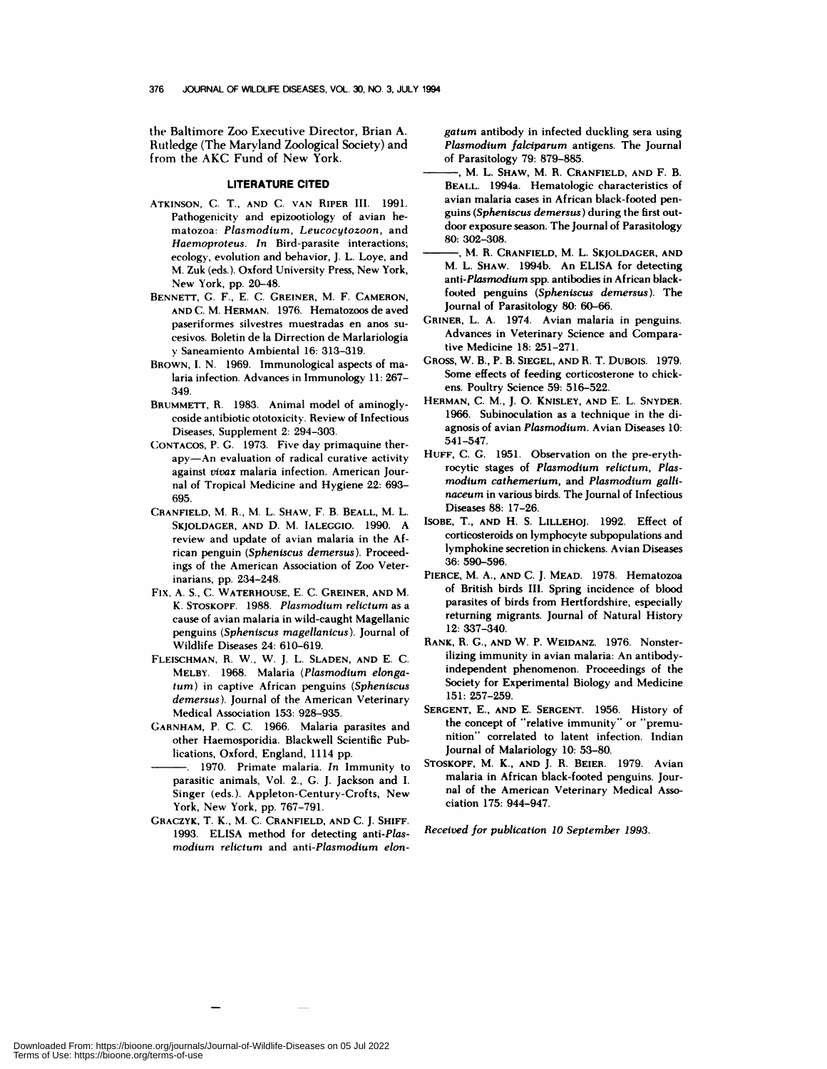the Baltimore Zoo Executive Director, Brian A. Rutledge (The Maryland Zoological Society) and from the AKC Fund of New York.

## LITERATURE CITED

ATKINSON, C. T., AND C. VAN RIPER III. 1991. Pathogenicity and epizootiology of avian hematozoa: *Plasmodium*, *Leucocytozoon*, and *Haemoproteus*. *In* Bird-parasite interactions; ecology, evolution and behavior, J. L. Loye, and M. Zuk (eds.). Oxford University Press, New York, New York, pp. 20–48.

BENNETT, G. F., E. C. GREINER, M. F. CAMERON, AND C. M. HERMAN. 1976. Hematozoos de aved paseriformes silvestres muestradas en anos sucesivos. Boletin de la Dirrection de Marlariologia y Saneamiento Ambiental 16: 313–319.

BROWN, I. N. 1969. Immunological aspects of malaria infection. Advances in Immunology 11: 267–349.

BRUMMETT, R. 1983. Animal model of aminoglycoside antibiotic ototoxicity. Review of Infectious Diseases, Supplement 2: 294–303.

CONTACOS, P. G. 1973. Five day primaquine therapy—An evaluation of radical curative activity against *vivax* malaria infection. American Journal of Tropical Medicine and Hygiene 22: 693–695.

CRANFIELD, M. R., M. L. SHAW, F. B. BEALL, M. L. SKJOLDAGER, AND D. M. IALEGGIO. 1990. A review and update of avian malaria in the African penguin (*Spheniscus demersus*). Proceedings of the American Association of Zoo Veterinarians, pp. 234–248.

FIX, A. S., C. WATERHOUSE, E. C. GREINER, AND M. K. STOSKOPF. 1988. *Plasmodium relictum* as a cause of avian malaria in wild-caught Magellanic penguins (*Spheniscus magellanicus*). Journal of Wildlife Diseases 24: 610–619.

FLEISCHMAN, R. W., W. J. L. SLADEN, AND E. C. MELBY. 1968. Malaria (*Plasmodium elongatum*) in captive African penguins (*Spheniscus demersus*). Journal of the American Veterinary Medical Association 153: 928–935.

GARNHAM, P. C. C. 1966. Malaria parasites and other Haemosporidia. Blackwell Scientific Publications, Oxford, England, 1114 pp.

———. 1970. Primate malaria. *In* Immunity to parasitic animals, Vol. 2., G. J. Jackson and I. Singer (eds.). Appleton-Century-Crofts, New York, New York, pp. 767–791.

GRACZYK, T. K., M. C. CRANFIELD, AND C. J. SHIFF. 1993. ELISA method for detecting anti-*Plasmodium relictum* and anti-*Plasmodium elongatum* antibody in infected duckling sera using *Plasmodium falciparum* antigens. The Journal of Parasitology 79: 879–885.

———, M. L. SHAW, M. R. CRANFIELD, AND F. B. BEALL. 1994a. Hematologic characteristics of avian malaria cases in African black-footed penguins (*Spheniscus demersus*) during the first outdoor exposure season. The Journal of Parasitology 80: 302–308.

———, M. R. CRANFIELD, M. L. SKJOLDAGER, AND M. L. SHAW. 1994b. An ELISA for detecting anti-*Plasmodium* spp. antibodies in African black-footed penguins (*Spheniscus demersus*). The Journal of Parasitology 80: 60–66.

GRINER, L. A. 1974. Avian malaria in penguins. Advances in Veterinary Science and Comparative Medicine 18: 251–271.

GROSS, W. B., P. B. SIEGEL, AND R. T. DUBOIS. 1979. Some effects of feeding corticosterone to chickens. Poultry Science 59: 516–522.

HERMAN, C. M., J. O. KNISLEY, AND E. L. SNYDER. 1966. Subinoculation as a technique in the diagnosis of avian *Plasmodium*. Avian Diseases 10: 541–547.

HUFF, C. G. 1951. Observation on the pre-erythrocytic stages of *Plasmodium relictum*, *Plasmodium cathemerium*, and *Plasmodium gallinaceum* in various birds. The Journal of Infectious Diseases 88: 17–26.

ISOBE, T., AND H. S. LILLEHOJ. 1992. Effect of corticosteroids on lymphocyte subpopulations and lymphokine secretion in chickens. Avian Diseases 36: 590–596.

PIERCE, M. A., AND C. J. MEAD. 1978. Hematozoa of British birds III. Spring incidence of blood parasites of birds from Hertfordshire, especially returning migrants. Journal of Natural History 12: 337–340.

RANK, R. G., AND W. P. WEIDANZ. 1976. Nonsterilizing immunity in avian malaria: An antibody-independent phenomenon. Proceedings of the Society for Experimental Biology and Medicine 151: 257–259.

SERGENT, E., AND E. SERGENT. 1956. History of the concept of "relative immunity" or "premunition" correlated to latent infection. Indian Journal of Malariology 10: 53–80.

STOSKOPF, M. K., AND J. R. BEIER. 1979. Avian malaria in African black-footed penguins. Journal of the American Veterinary Medical Association 175: 944–947.

*Received for publication 10 September 1993.*